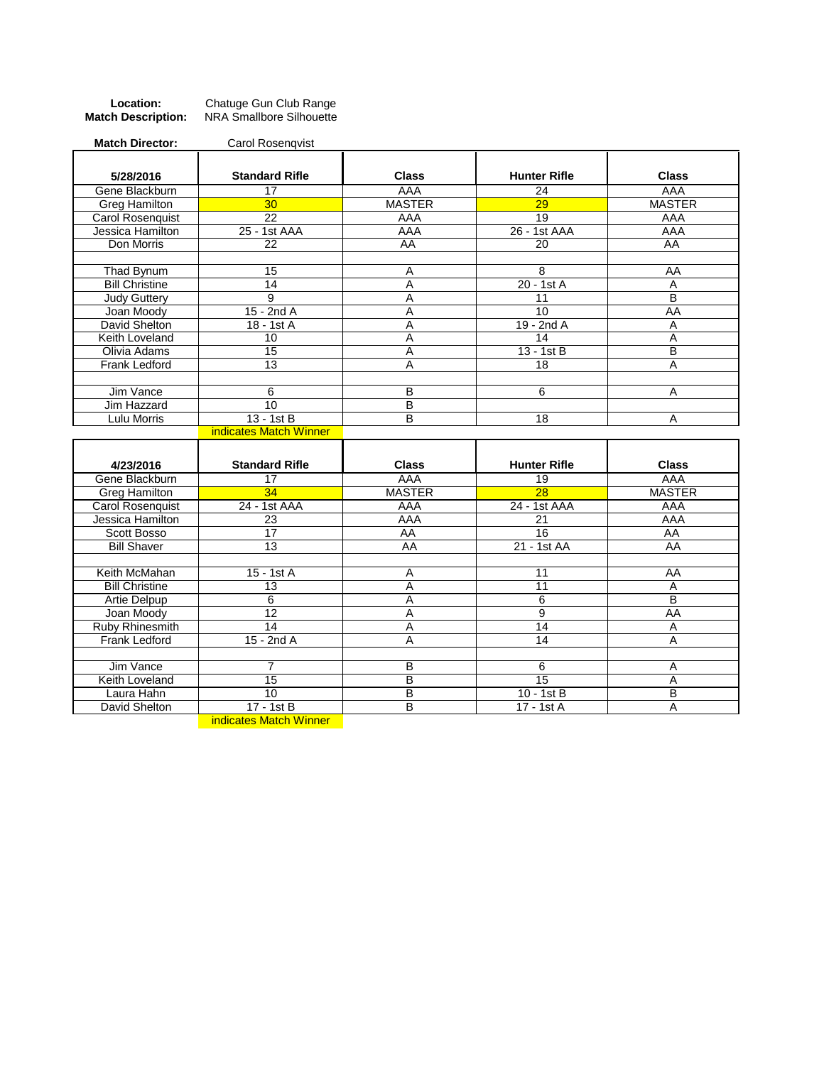**Location:** Chatuge Gun Club Range
**Match Description:** NRA Smallbore Silhouette

**Match Director:** Carol Rosenqvist

| 5/28/2016 | Standard Rifle | Class | Hunter Rifle | Class |
|---|---|---|---|---|
| Gene Blackburn | 17 | AAA | 24 | AAA |
| Greg Hamilton | 30 | MASTER | 29 | MASTER |
| Carol Rosenquist | 22 | AAA | 19 | AAA |
| Jessica Hamilton | 25 - 1st AAA | AAA | 26 - 1st AAA | AAA |
| Don Morris | 22 | AA | 20 | AA |
| | | | | |
| Thad Bynum | 15 | A | 8 | AA |
| Bill Christine | 14 | A | 20 - 1st A | A |
| Judy Guttery | 9 | A | 11 | B |
| Joan Moody | 15 - 2nd A | A | 10 | AA |
| David Shelton | 18 - 1st A | A | 19 - 2nd A | A |
| Keith Loveland | 10 | A | 14 | A |
| Olivia Adams | 15 | A | 13 - 1st B | B |
| Frank Ledford | 13 | A | 18 | A |
| | | | | |
| Jim Vance | 6 | B | 6 | A |
| Jim Hazzard | 10 | B | | |
| Lulu Morris | 13 - 1st B | B | 18 | A |

indicates Match Winner

| 4/23/2016 | Standard Rifle | Class | Hunter Rifle | Class |
|---|---|---|---|---|
| Gene Blackburn | 17 | AAA | 19 | AAA |
| Greg Hamilton | 34 | MASTER | 28 | MASTER |
| Carol Rosenquist | 24 - 1st AAA | AAA | 24 - 1st AAA | AAA |
| Jessica Hamilton | 23 | AAA | 21 | AAA |
| Scott Bosso | 17 | AA | 16 | AA |
| Bill Shaver | 13 | AA | 21 - 1st AA | AA |
| | | | | |
| Keith McMahan | 15 - 1st A | A | 11 | AA |
| Bill Christine | 13 | A | 11 | A |
| Artie Delpup | 6 | A | 6 | B |
| Joan Moody | 12 | A | 9 | AA |
| Ruby Rhinesmith | 14 | A | 14 | A |
| Frank Ledford | 15 - 2nd A | A | 14 | A |
| | | | | |
| Jim Vance | 7 | B | 6 | A |
| Keith Loveland | 15 | B | 15 | A |
| Laura Hahn | 10 | B | 10 - 1st B | B |
| David Shelton | 17 - 1st B | B | 17 - 1st A | A |

indicates Match Winner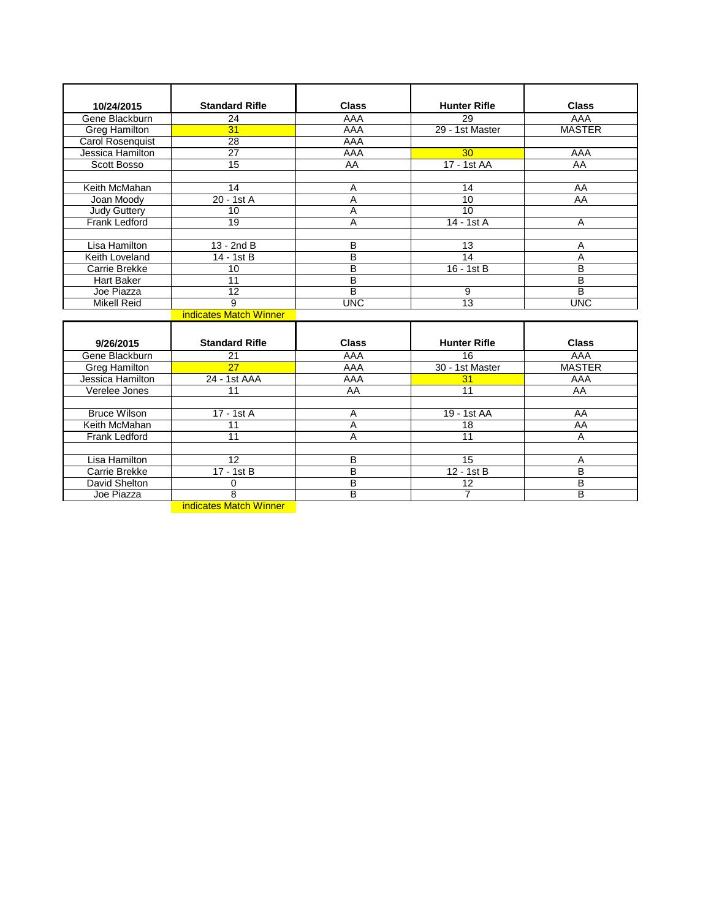| 10/24/2015 | Standard Rifle | Class | Hunter Rifle | Class |
|---|---|---|---|---|
| Gene Blackburn | 24 | AAA | 29 | AAA |
| Greg Hamilton | 31 | AAA | 29 - 1st Master | MASTER |
| Carol Rosenquist | 28 | AAA | | |
| Jessica Hamilton | 27 | AAA | 30 | AAA |
| Scott Bosso | 15 | AA | 17 - 1st AA | AA |
| | | | | |
| Keith McMahan | 14 | A | 14 | AA |
| Joan Moody | 20 - 1st A | A | 10 | AA |
| Judy Guttery | 10 | A | 10 | |
| Frank Ledford | 19 | A | 14 - 1st A | A |
| | | | | |
| Lisa Hamilton | 13 - 2nd B | B | 13 | A |
| Keith Loveland | 14 - 1st B | B | 14 | A |
| Carrie Brekke | 10 | B | 16 - 1st B | B |
| Hart Baker | 11 | B | | B |
| Joe Piazza | 12 | B | 9 | B |
| Mikell Reid | 9 | UNC | 13 | UNC |

indicates Match Winner (highlighted: Greg Hamilton Standard Rifle 31; Jessica Hamilton Hunter Rifle 30)

| 9/26/2015 | Standard Rifle | Class | Hunter Rifle | Class |
|---|---|---|---|---|
| Gene Blackburn | 21 | AAA | 16 | AAA |
| Greg Hamilton | 27 | AAA | 30 - 1st Master | MASTER |
| Jessica Hamilton | 24 - 1st AAA | AAA | 31 | AAA |
| Verelee Jones | 11 | AA | 11 | AA |
| | | | | |
| Bruce Wilson | 17 - 1st A | A | 19 - 1st AA | AA |
| Keith McMahan | 11 | A | 18 | AA |
| Frank Ledford | 11 | A | 11 | A |
| | | | | |
| Lisa Hamilton | 12 | B | 15 | A |
| Carrie Brekke | 17 - 1st B | B | 12 - 1st B | B |
| David Shelton | 0 | B | 12 | B |
| Joe Piazza | 8 | B | 7 | B |

indicates Match Winner (highlighted: Greg Hamilton Standard Rifle 27; Jessica Hamilton Hunter Rifle 31)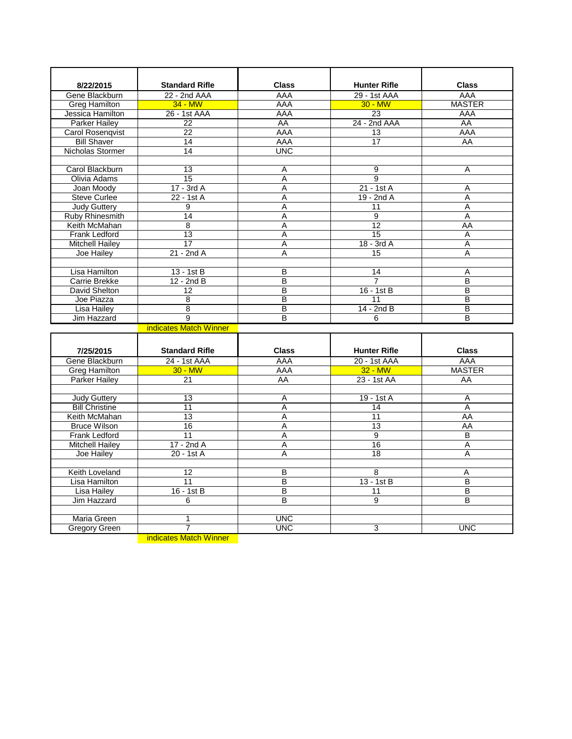| 8/22/2015 | Standard Rifle | Class | Hunter Rifle | Class |
|---|---|---|---|---|
| Gene Blackburn | 22 - 2nd AAA | AAA | 29 - 1st AAA | AAA |
| Greg Hamilton | 34 - MW | AAA | 30 - MW | MASTER |
| Jessica Hamilton | 26 - 1st AAA | AAA | 23 | AAA |
| Parker Hailey | 22 | AA | 24 - 2nd AAA | AA |
| Carol Rosenqvist | 22 | AAA | 13 | AAA |
| Bill Shaver | 14 | AAA | 17 | AA |
| Nicholas Stormer | 14 | UNC | | |
| | | | | |
| Carol Blackburn | 13 | A | 9 | A |
| Olivia Adams | 15 | A | 9 | |
| Joan Moody | 17 - 3rd A | A | 21 - 1st A | A |
| Steve Curlee | 22 - 1st A | A | 19 - 2nd A | A |
| Judy Guttery | 9 | A | 11 | A |
| Ruby Rhinesmith | 14 | A | 9 | A |
| Keith McMahan | 8 | A | 12 | AA |
| Frank Ledford | 13 | A | 15 | A |
| Mitchell Hailey | 17 | A | 18 - 3rd A | A |
| Joe Hailey | 21 - 2nd A | A | 15 | A |
| | | | | |
| Lisa Hamilton | 13 - 1st B | B | 14 | A |
| Carrie Brekke | 12 - 2nd B | B | 7 | B |
| David Shelton | 12 | B | 16 - 1st B | B |
| Joe Piazza | 8 | B | 11 | B |
| Lisa Hailey | 8 | B | 14 - 2nd B | B |
| Jim Hazzard | 9 | B | 6 | B |

indicates Match Winner

| 7/25/2015 | Standard Rifle | Class | Hunter Rifle | Class |
|---|---|---|---|---|
| Gene Blackburn | 24 - 1st AAA | AAA | 20 - 1st AAA | AAA |
| Greg Hamilton | 30 - MW | AAA | 32 - MW | MASTER |
| Parker Hailey | 21 | AA | 23 - 1st AA | AA |
| | | | | |
| Judy Guttery | 13 | A | 19 - 1st A | A |
| Bill Christine | 11 | A | 14 | A |
| Keith McMahan | 13 | A | 11 | AA |
| Bruce Wilson | 16 | A | 13 | AA |
| Frank Ledford | 11 | A | 9 | B |
| Mitchell Hailey | 17 - 2nd A | A | 16 | A |
| Joe Hailey | 20 - 1st A | A | 18 | A |
| | | | | |
| Keith Loveland | 12 | B | 8 | A |
| Lisa Hamilton | 11 | B | 13 - 1st B | B |
| Lisa Hailey | 16 - 1st B | B | 11 | B |
| Jim Hazzard | 6 | B | 9 | B |
| | | | | |
| Maria Green | 1 | UNC | | |
| Gregory Green | 7 | UNC | 3 | UNC |

indicates Match Winner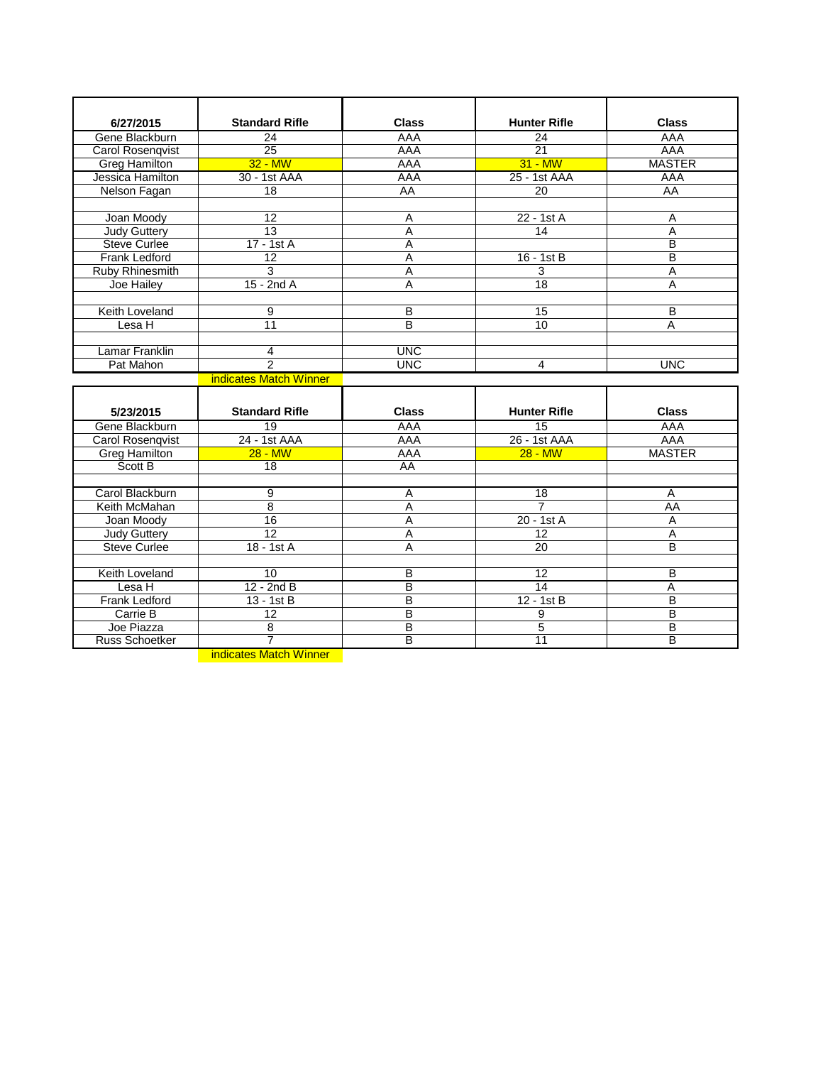| 6/27/2015 | Standard Rifle | Class | Hunter Rifle | Class |
|---|---|---|---|---|
| Gene Blackburn | 24 | AAA | 24 | AAA |
| Carol Rosenqvist | 25 | AAA | 21 | AAA |
| Greg Hamilton | 32 - MW | AAA | 31 - MW | MASTER |
| Jessica Hamilton | 30 - 1st AAA | AAA | 25 - 1st AAA | AAA |
| Nelson Fagan | 18 | AA | 20 | AA |
| | | | | |
| Joan Moody | 12 | A | 22 - 1st A | A |
| Judy Guttery | 13 | A | 14 | A |
| Steve Curlee | 17 - 1st A | A | | B |
| Frank Ledford | 12 | A | 16 - 1st B | B |
| Ruby Rhinesmith | 3 | A | 3 | A |
| Joe Hailey | 15 - 2nd A | A | 18 | A |
| | | | | |
| Keith Loveland | 9 | B | 15 | B |
| Lesa H | 11 | B | 10 | A |
| | | | | |
| Lamar Franklin | 4 | UNC | | |
| Pat Mahon | 2 | UNC | 4 | UNC |

indicates Match Winner

| 5/23/2015 | Standard Rifle | Class | Hunter Rifle | Class |
|---|---|---|---|---|
| Gene Blackburn | 19 | AAA | 15 | AAA |
| Carol Rosenqvist | 24 - 1st AAA | AAA | 26 - 1st AAA | AAA |
| Greg Hamilton | 28 - MW | AAA | 28 - MW | MASTER |
| Scott B | 18 | AA | | |
| | | | | |
| Carol Blackburn | 9 | A | 18 | A |
| Keith McMahan | 8 | A | 7 | AA |
| Joan Moody | 16 | A | 20 - 1st A | A |
| Judy Guttery | 12 | A | 12 | A |
| Steve Curlee | 18 - 1st A | A | 20 | B |
| | | | | |
| Keith Loveland | 10 | B | 12 | B |
| Lesa H | 12 - 2nd B | B | 14 | A |
| Frank Ledford | 13 - 1st B | B | 12 - 1st B | B |
| Carrie B | 12 | B | 9 | B |
| Joe Piazza | 8 | B | 5 | B |
| Russ Schoetker | 7 | B | 11 | B |

indicates Match Winner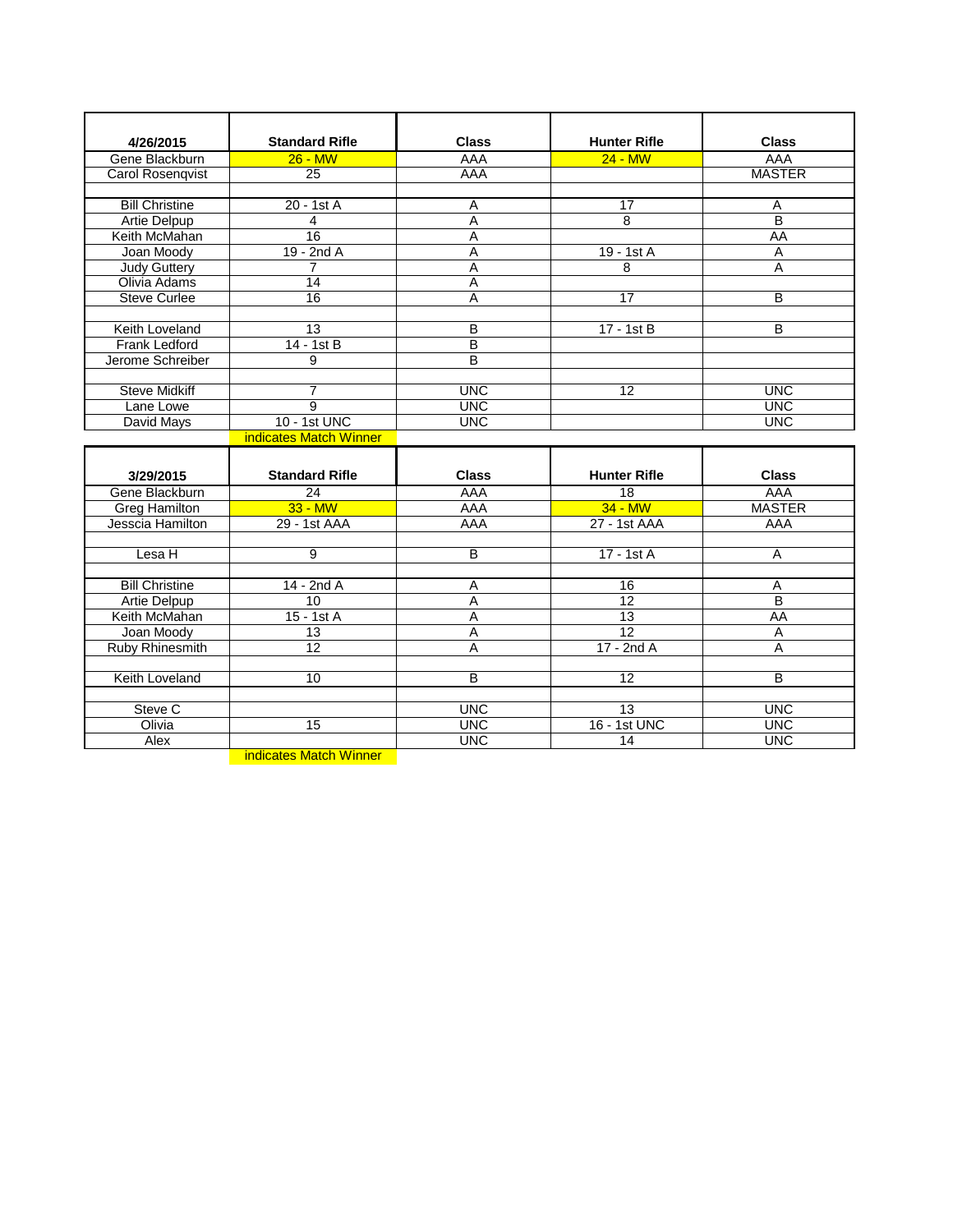| 4/26/2015 | Standard Rifle | Class | Hunter Rifle | Class |
|---|---|---|---|---|
| Gene Blackburn | 26 - MW | AAA | 24 - MW | AAA |
| Carol Rosenqvist | 25 | AAA | | MASTER |
| | | | | |
| Bill Christine | 20 - 1st A | A | 17 | A |
| Artie Delpup | 4 | A | 8 | B |
| Keith McMahan | 16 | A | | AA |
| Joan Moody | 19 - 2nd A | A | 19 - 1st A | A |
| Judy Guttery | 7 | A | 8 | A |
| Olivia Adams | 14 | A | | |
| Steve Curlee | 16 | A | 17 | B |
| | | | | |
| Keith Loveland | 13 | B | 17 - 1st B | B |
| Frank Ledford | 14 - 1st B | B | | |
| Jerome Schreiber | 9 | B | | |
| | | | | |
| Steve Midkiff | 7 | UNC | 12 | UNC |
| Lane Lowe | 9 | UNC | | UNC |
| David Mays | 10 - 1st UNC | UNC | | UNC |
| | indicates Match Winner | | | |

| 3/29/2015 | Standard Rifle | Class | Hunter Rifle | Class |
|---|---|---|---|---|
| Gene Blackburn | 24 | AAA | 18 | AAA |
| Greg Hamilton | 33 - MW | AAA | 34 - MW | MASTER |
| Jesscia Hamilton | 29 - 1st AAA | AAA | 27 - 1st AAA | AAA |
| | | | | |
| Lesa H | 9 | B | 17 - 1st A | A |
| | | | | |
| Bill Christine | 14 - 2nd A | A | 16 | A |
| Artie Delpup | 10 | A | 12 | B |
| Keith McMahan | 15 - 1st A | A | 13 | AA |
| Joan Moody | 13 | A | 12 | A |
| Ruby Rhinesmith | 12 | A | 17 - 2nd A | A |
| | | | | |
| Keith Loveland | 10 | B | 12 | B |
| | | | | |
| Steve C | | UNC | 13 | UNC |
| Olivia | 15 | UNC | 16 - 1st UNC | UNC |
| Alex | | UNC | 14 | UNC |
| | indicates Match Winner | | | |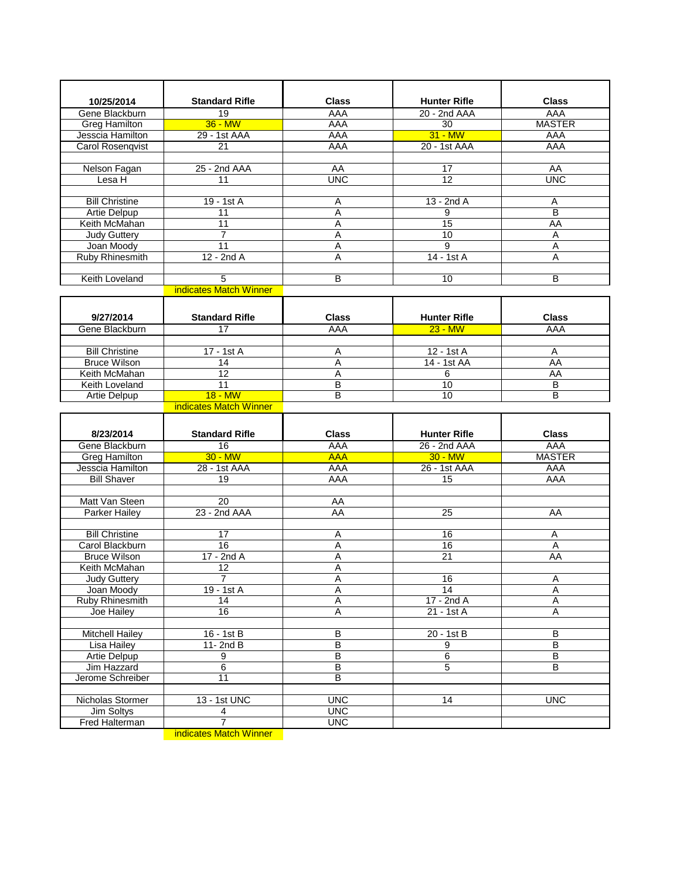| 10/25/2014 | Standard Rifle | Class | Hunter Rifle | Class |
|---|---|---|---|---|
| Gene Blackburn | 19 | AAA | 20 - 2nd AAA | AAA |
| Greg Hamilton | 36 - MW | AAA | 30 | MASTER |
| Jesscia Hamilton | 29 - 1st AAA | AAA | 31 - MW | AAA |
| Carol Rosenqvist | 21 | AAA | 20 - 1st AAA | AAA |
| | | | | |
| Nelson Fagan | 25 - 2nd AAA | AA | 17 | AA |
| Lesa H | 11 | UNC | 12 | UNC |
| | | | | |
| Bill Christine | 19 - 1st A | A | 13 - 2nd A | A |
| Artie Delpup | 11 | A | 9 | B |
| Keith McMahan | 11 | A | 15 | AA |
| Judy Guttery | 7 | A | 10 | A |
| Joan Moody | 11 | A | 9 | A |
| Ruby Rhinesmith | 12 - 2nd A | A | 14 - 1st A | A |
| | | | | |
| Keith Loveland | 5 | B | 10 | B |
| | indicates Match Winner | | | |

| 9/27/2014 | Standard Rifle | Class | Hunter Rifle | Class |
|---|---|---|---|---|
| Gene Blackburn | 17 | AAA | 23 - MW | AAA |
| | | | | |
| Bill Christine | 17 - 1st A | A | 12 - 1st A | A |
| Bruce Wilson | 14 | A | 14 - 1st AA | AA |
| Keith McMahan | 12 | A | 6 | AA |
| Keith Loveland | 11 | B | 10 | B |
| Artie Delpup | 18 - MW | B | 10 | B |
| | indicates Match Winner | | | |

| 8/23/2014 | Standard Rifle | Class | Hunter Rifle | Class |
|---|---|---|---|---|
| Gene Blackburn | 16 | AAA | 26 - 2nd AAA | AAA |
| Greg Hamilton | 30 - MW | AAA | 30 - MW | MASTER |
| Jesscia Hamilton | 28 - 1st AAA | AAA | 26 - 1st AAA | AAA |
| Bill Shaver | 19 | AAA | 15 | AAA |
| | | | | |
| Matt Van Steen | 20 | AA | | |
| Parker Hailey | 23 - 2nd AAA | AA | 25 | AA |
| | | | | |
| Bill Christine | 17 | A | 16 | A |
| Carol Blackburn | 16 | A | 16 | A |
| Bruce Wilson | 17 - 2nd A | A | 21 | AA |
| Keith McMahan | 12 | A | | |
| Judy Guttery | 7 | A | 16 | A |
| Joan Moody | 19 - 1st A | A | 14 | A |
| Ruby Rhinesmith | 14 | A | 17 - 2nd A | A |
| Joe Hailey | 16 | A | 21 - 1st A | A |
| | | | | |
| Mitchell Hailey | 16 - 1st B | B | 20 - 1st B | B |
| Lisa Hailey | 11- 2nd B | B | 9 | B |
| Artie Delpup | 9 | B | 6 | B |
| Jim Hazzard | 6 | B | 5 | B |
| Jerome Schreiber | 11 | B | | |
| | | | | |
| Nicholas Stormer | 13 - 1st UNC | UNC | 14 | UNC |
| Jim Soltys | 4 | UNC | | |
| Fred Halterman | 7 | UNC | | |
| | indicates Match Winner | | | |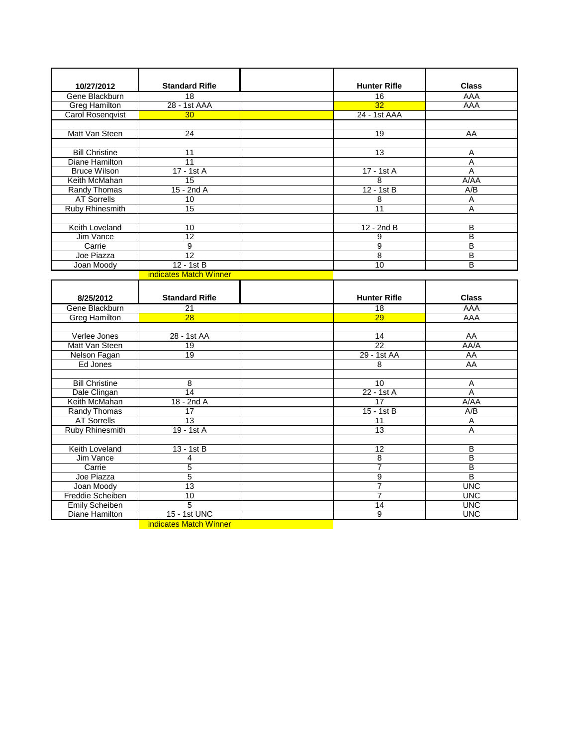| 10/27/2012 | Standard Rifle | | Hunter Rifle | Class |
|---|---|---|---|---|
| Gene Blackburn | 18 | | 16 | AAA |
| Greg Hamilton | 28 - 1st AAA | | 32 | AAA |
| Carol Rosenqvist | 30 | | 24 - 1st AAA | |
| | | | | |
| Matt Van Steen | 24 | | 19 | AA |
| | | | | |
| Bill Christine | 11 | | 13 | A |
| Diane Hamilton | 11 | | | A |
| Bruce Wilson | 17 - 1st A | | 17 - 1st A | A |
| Keith McMahan | 15 | | 8 | A/AA |
| Randy Thomas | 15 - 2nd A | | 12 - 1st B | A/B |
| AT Sorrells | 10 | | 8 | A |
| Ruby Rhinesmith | 15 | | 11 | A |
| | | | | |
| Keith Loveland | 10 | | 12 - 2nd B | B |
| Jim Vance | 12 | | 9 | B |
| Carrie | 9 | | 9 | B |
| Joe Piazza | 12 | | 8 | B |
| Joan Moody | 12 - 1st B | | 10 | B |

indicates Match Winner

| 8/25/2012 | Standard Rifle | | Hunter Rifle | Class |
|---|---|---|---|---|
| Gene Blackburn | 21 | | 18 | AAA |
| Greg Hamilton | 28 | | 29 | AAA |
| | | | | |
| Verlee Jones | 28 - 1st AA | | 14 | AA |
| Matt Van Steen | 19 | | 22 | AA/A |
| Nelson Fagan | 19 | | 29 - 1st AA | AA |
| Ed Jones | | | 8 | AA |
| | | | | |
| Bill Christine | 8 | | 10 | A |
| Dale Clingan | 14 | | 22 - 1st A | A |
| Keith McMahan | 18 - 2nd A | | 17 | A/AA |
| Randy Thomas | 17 | | 15 - 1st B | A/B |
| AT Sorrells | 13 | | 11 | A |
| Ruby Rhinesmith | 19 - 1st A | | 13 | A |
| | | | | |
| Keith Loveland | 13 - 1st B | | 12 | B |
| Jim Vance | 4 | | 8 | B |
| Carrie | 5 | | 7 | B |
| Joe Piazza | 5 | | 9 | B |
| Joan Moody | 13 | | 7 | UNC |
| Freddie Scheiben | 10 | | 7 | UNC |
| Emily Scheiben | 5 | | 14 | UNC |
| Diane Hamilton | 15 - 1st UNC | | 9 | UNC |

indicates Match Winner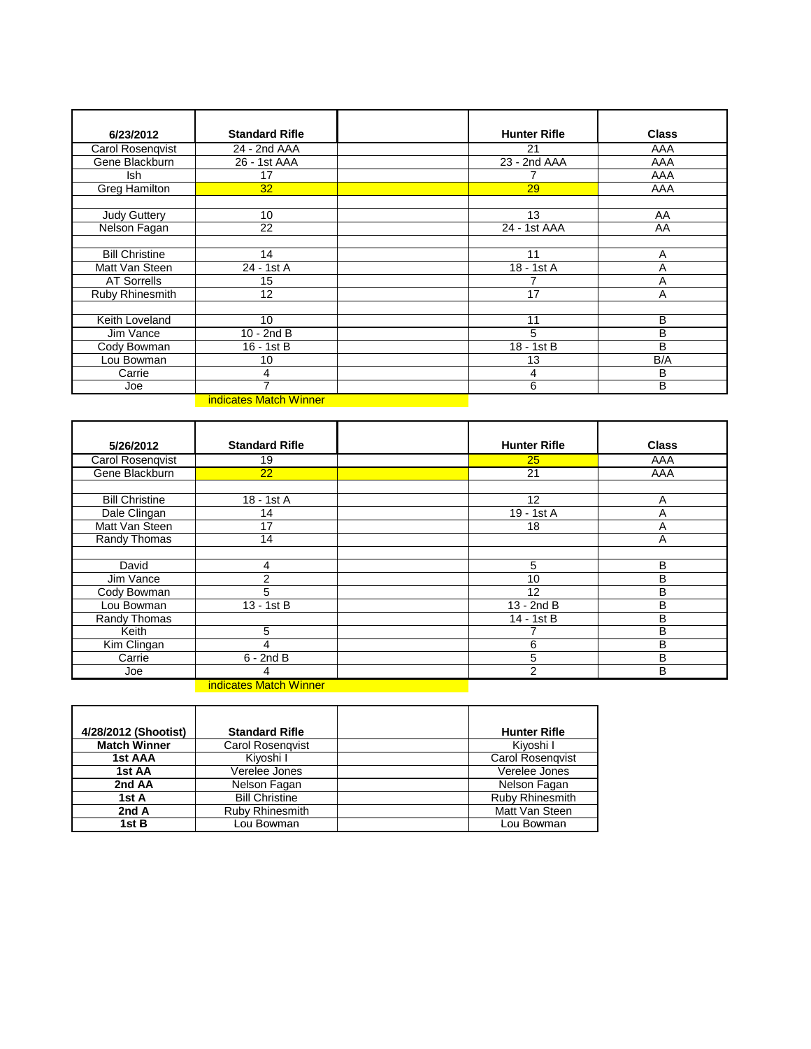| 6/23/2012 | Standard Rifle | | Hunter Rifle | Class |
|---|---|---|---|---|
| Carol Rosenqvist | 24 - 2nd AAA | | 21 | AAA |
| Gene Blackburn | 26 - 1st AAA | | 23 - 2nd AAA | AAA |
| Ish | 17 | | 7 | AAA |
| Greg Hamilton | 32 | | 29 | AAA |
| | | | | |
| Judy Guttery | 10 | | 13 | AA |
| Nelson Fagan | 22 | | 24 - 1st AAA | AA |
| | | | | |
| Bill Christine | 14 | | 11 | A |
| Matt Van Steen | 24 - 1st A | | 18 - 1st A | A |
| AT Sorrells | 15 | | 7 | A |
| Ruby Rhinesmith | 12 | | 17 | A |
| | | | | |
| Keith Loveland | 10 | | 11 | B |
| Jim Vance | 10 - 2nd B | | 5 | B |
| Cody Bowman | 16 - 1st B | | 18 - 1st B | B |
| Lou Bowman | 10 | | 13 | B/A |
| Carrie | 4 | | 4 | B |
| Joe | 7 | | 6 | B |

indicates Match Winner

| 5/26/2012 | Standard Rifle | | Hunter Rifle | Class |
|---|---|---|---|---|
| Carol Rosenqvist | 19 | | 25 | AAA |
| Gene Blackburn | 22 | | 21 | AAA |
| | | | | |
| Bill Christine | 18 - 1st A | | 12 | A |
| Dale Clingan | 14 | | 19 - 1st A | A |
| Matt Van Steen | 17 | | 18 | A |
| Randy Thomas | 14 | | | A |
| | | | | |
| David | 4 | | 5 | B |
| Jim Vance | 2 | | 10 | B |
| Cody Bowman | 5 | | 12 | B |
| Lou Bowman | 13 - 1st B | | 13 - 2nd B | B |
| Randy Thomas | | | 14 - 1st B | B |
| Keith | 5 | | 7 | B |
| Kim Clingan | 4 | | 6 | B |
| Carrie | 6 - 2nd B | | 5 | B |
| Joe | 4 | | 2 | B |

indicates Match Winner

| 4/28/2012 (Shootist) | Standard Rifle | | Hunter Rifle |
|---|---|---|---|
| **Match Winner** | Carol Rosenqvist | | Kiyoshi I |
| **1st AAA** | Kiyoshi I | | Carol Rosenqvist |
| **1st AA** | Verelee Jones | | Verelee Jones |
| **2nd AA** | Nelson Fagan | | Nelson Fagan |
| **1st A** | Bill Christine | | Ruby Rhinesmith |
| **2nd A** | Ruby Rhinesmith | | Matt Van Steen |
| **1st B** | Lou Bowman | | Lou Bowman |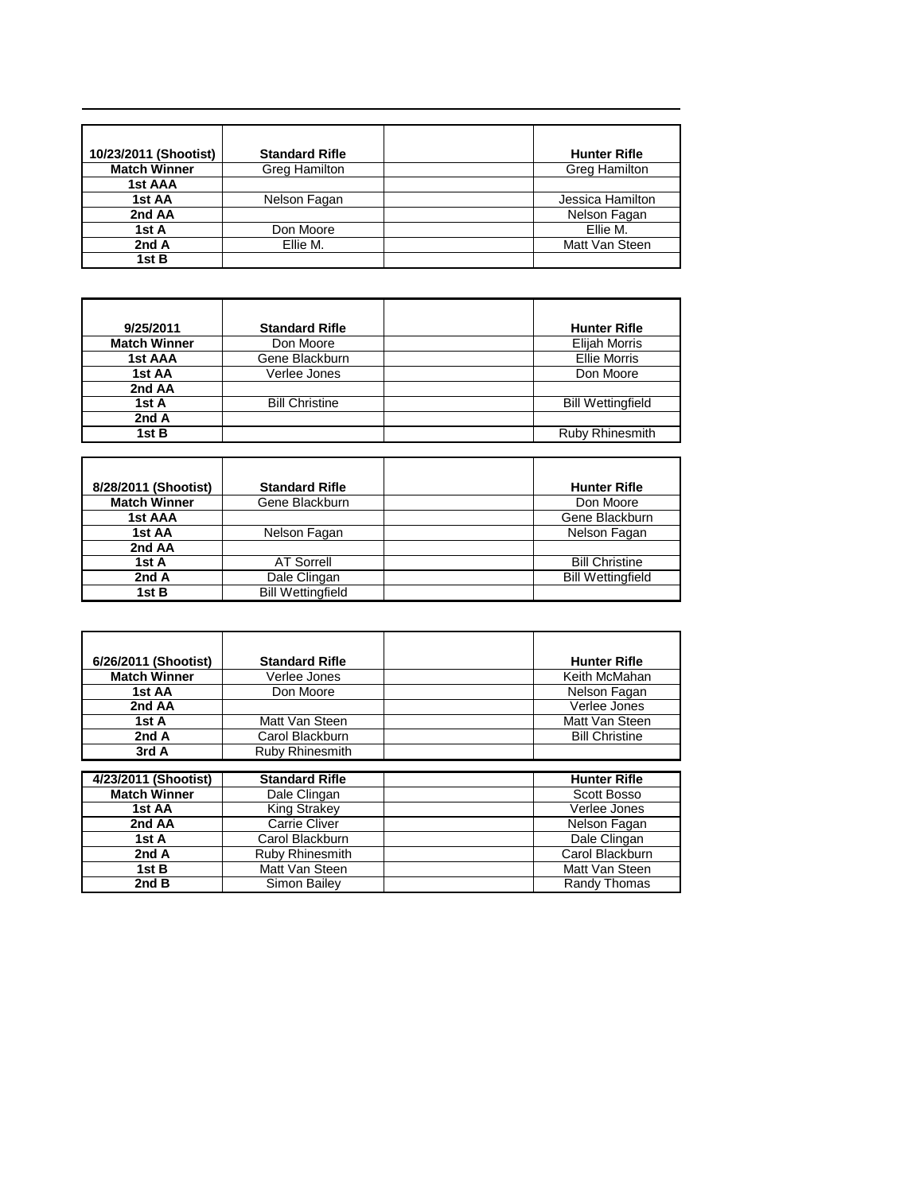| 10/23/2011 (Shootist) | Standard Rifle | | Hunter Rifle |
|---|---|---|---|
| Match Winner | Greg Hamilton | | Greg Hamilton |
| 1st AAA | | | |
| 1st AA | Nelson Fagan | | Jessica Hamilton |
| 2nd AA | | | Nelson Fagan |
| 1st A | Don Moore | | Ellie M. |
| 2nd A | Ellie M. | | Matt Van Steen |
| 1st B | | | |

| 9/25/2011 | Standard Rifle | | Hunter Rifle |
|---|---|---|---|
| Match Winner | Don Moore | | Elijah Morris |
| 1st AAA | Gene Blackburn | | Ellie Morris |
| 1st AA | Verlee Jones | | Don Moore |
| 2nd AA | | | |
| 1st A | Bill Christine | | Bill Wettingfield |
| 2nd A | | | |
| 1st B | | | Ruby Rhinesmith |

| 8/28/2011 (Shootist) | Standard Rifle | | Hunter Rifle |
|---|---|---|---|
| Match Winner | Gene Blackburn | | Don Moore |
| 1st AAA | | | Gene Blackburn |
| 1st AA | Nelson Fagan | | Nelson Fagan |
| 2nd AA | | | |
| 1st A | AT Sorrell | | Bill Christine |
| 2nd A | Dale Clingan | | Bill Wettingfield |
| 1st B | Bill Wettingfield | | |

| 6/26/2011 (Shootist) | Standard Rifle | | Hunter Rifle |
|---|---|---|---|
| Match Winner | Verlee Jones | | Keith McMahan |
| 1st AA | Don Moore | | Nelson Fagan |
| 2nd AA | | | Verlee Jones |
| 1st A | Matt Van Steen | | Matt Van Steen |
| 2nd A | Carol Blackburn | | Bill Christine |
| 3rd A | Ruby Rhinesmith | | |

| 4/23/2011 (Shootist) | Standard Rifle | | Hunter Rifle |
|---|---|---|---|
| Match Winner | Dale Clingan | | Scott Bosso |
| 1st AA | King Strakey | | Verlee Jones |
| 2nd AA | Carrie Cliver | | Nelson Fagan |
| 1st A | Carol Blackburn | | Dale Clingan |
| 2nd A | Ruby Rhinesmith | | Carol Blackburn |
| 1st B | Matt Van Steen | | Matt Van Steen |
| 2nd B | Simon Bailey | | Randy Thomas |